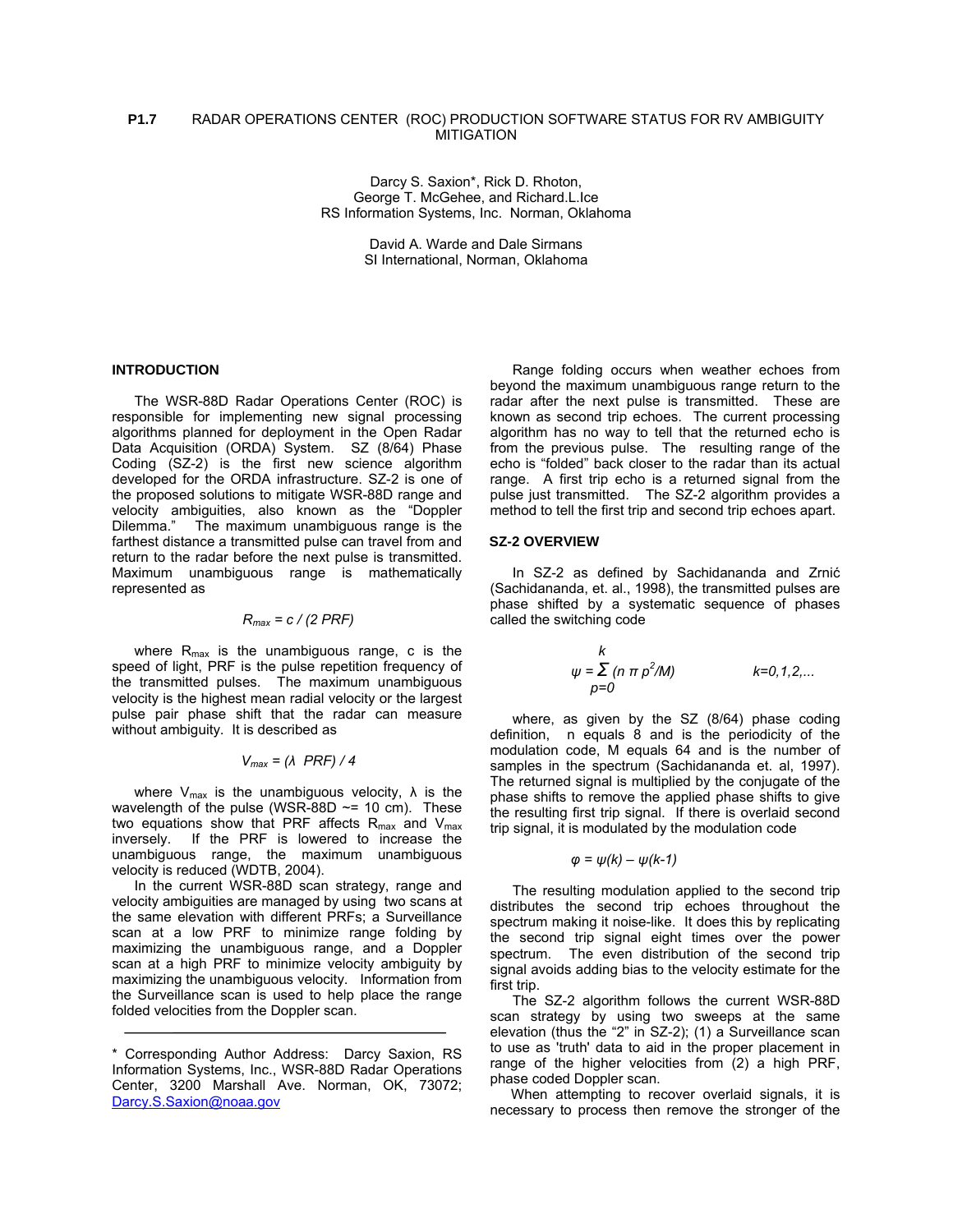**P1.7** RADAR OPERATIONS CENTER (ROC) PRODUCTION SOFTWARE STATUS FOR RV AMBIGUITY MITIGATION

Darcy S. Saxion*, Rick D. Rhoton, George T. McGehee, and Richard.L.Ice
RS Information Systems, Inc. Norman, Oklahoma

David A. Warde and Dale Sirmans
SI International, Norman, Oklahoma

## INTRODUCTION

The WSR-88D Radar Operations Center (ROC) is responsible for implementing new signal processing algorithms planned for deployment in the Open Radar Data Acquisition (ORDA) System. SZ (8/64) Phase Coding (SZ-2) is the first new science algorithm developed for the ORDA infrastructure. SZ-2 is one of the proposed solutions to mitigate WSR-88D range and velocity ambiguities, also known as the "Doppler Dilemma." The maximum unambiguous range is the farthest distance a transmitted pulse can travel from and return to the radar before the next pulse is transmitted. Maximum unambiguous range is mathematically represented as

$$R_{max} = c / (2\ PRF)$$

where $R_{max}$ is the unambiguous range, c is the speed of light, PRF is the pulse repetition frequency of the transmitted pulses. The maximum unambiguous velocity is the highest mean radial velocity or the largest pulse pair phase shift that the radar can measure without ambiguity. It is described as

$$V_{max} = (\lambda\ \ PRF) / 4$$

where $V_{max}$ is the unambiguous velocity, λ is the wavelength of the pulse (WSR-88D ~= 10 cm). These two equations show that PRF affects $R_{max}$ and $V_{max}$ inversely. If the PRF is lowered to increase the unambiguous range, the maximum unambiguous velocity is reduced (WDTB, 2004).

In the current WSR-88D scan strategy, range and velocity ambiguities are managed by using two scans at the same elevation with different PRFs; a Surveillance scan at a low PRF to minimize range folding by maximizing the unambiguous range, and a Doppler scan at a high PRF to minimize velocity ambiguity by maximizing the unambiguous velocity. Information from the Surveillance scan is used to help place the range folded velocities from the Doppler scan.

Range folding occurs when weather echoes from beyond the maximum unambiguous range return to the radar after the next pulse is transmitted. These are known as second trip echoes. The current processing algorithm has no way to tell that the returned echo is from the previous pulse. The resulting range of the echo is "folded" back closer to the radar than its actual range. A first trip echo is a returned signal from the pulse just transmitted. The SZ-2 algorithm provides a method to tell the first trip and second trip echoes apart.

## SZ-2 OVERVIEW

In SZ-2 as defined by Sachidananda and Zrnić (Sachidananda, et. al., 1998), the transmitted pulses are phase shifted by a systematic sequence of phases called the switching code

$$\psi = \sum_{p=0}^{k} (n\ \pi\ p^2/M) \qquad\qquad k=0,1,2,...$$

where, as given by the SZ (8/64) phase coding definition, n equals 8 and is the periodicity of the modulation code, M equals 64 and is the number of samples in the spectrum (Sachidananda et. al, 1997). The returned signal is multiplied by the conjugate of the phase shifts to remove the applied phase shifts to give the resulting first trip signal. If there is overlaid second trip signal, it is modulated by the modulation code

$$\varphi = \psi(k) - \psi(k\text{-}1)$$

The resulting modulation applied to the second trip distributes the second trip echoes throughout the spectrum making it noise-like. It does this by replicating the second trip signal eight times over the power spectrum. The even distribution of the second trip signal avoids adding bias to the velocity estimate for the first trip.

The SZ-2 algorithm follows the current WSR-88D scan strategy by using two sweeps at the same elevation (thus the "2" in SZ-2); (1) a Surveillance scan to use as 'truth' data to aid in the proper placement in range of the higher velocities from (2) a high PRF, phase coded Doppler scan.

When attempting to recover overlaid signals, it is necessary to process then remove the stronger of the

---

\* Corresponding Author Address: Darcy Saxion, RS Information Systems, Inc., WSR-88D Radar Operations Center, 3200 Marshall Ave. Norman, OK, 73072; Darcy.S.Saxion@noaa.gov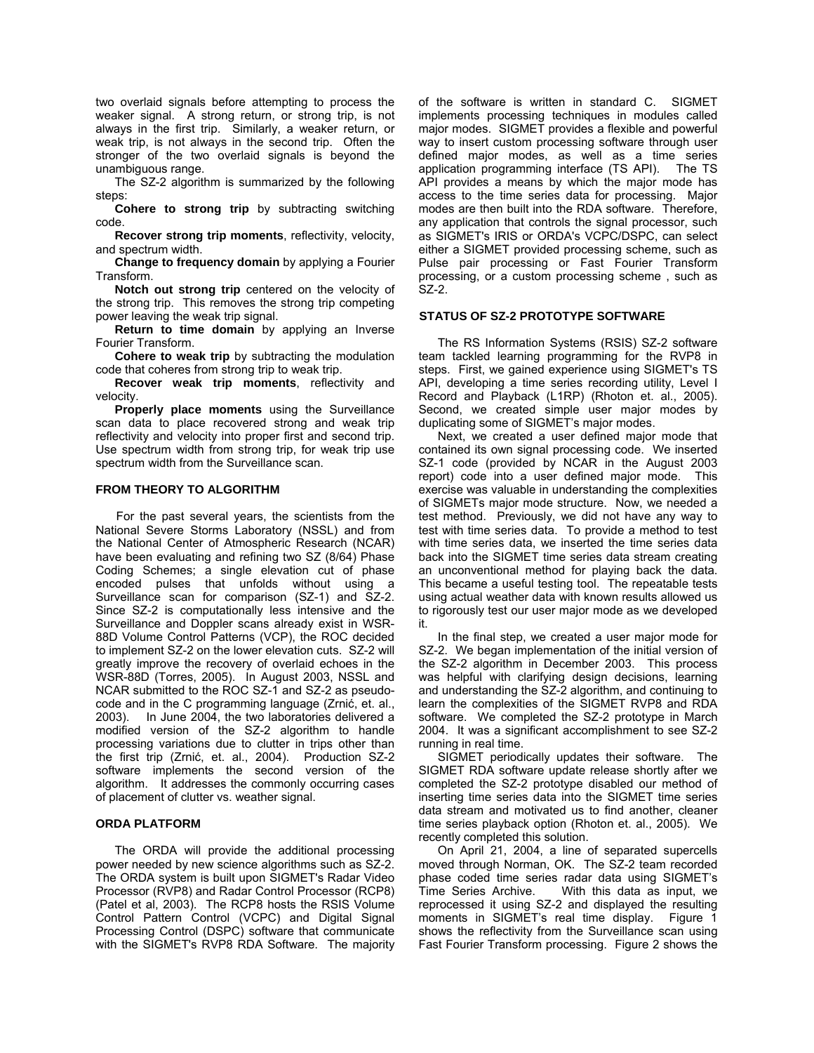two overlaid signals before attempting to process the weaker signal. A strong return, or strong trip, is not always in the first trip. Similarly, a weaker return, or weak trip, is not always in the second trip. Often the stronger of the two overlaid signals is beyond the unambiguous range.

The SZ-2 algorithm is summarized by the following steps:

**Cohere to strong trip** by subtracting switching code.

**Recover strong trip moments**, reflectivity, velocity, and spectrum width.

**Change to frequency domain** by applying a Fourier Transform.

**Notch out strong trip** centered on the velocity of the strong trip. This removes the strong trip competing power leaving the weak trip signal.

**Return to time domain** by applying an Inverse Fourier Transform.

**Cohere to weak trip** by subtracting the modulation code that coheres from strong trip to weak trip.

**Recover weak trip moments**, reflectivity and velocity.

**Properly place moments** using the Surveillance scan data to place recovered strong and weak trip reflectivity and velocity into proper first and second trip. Use spectrum width from strong trip, for weak trip use spectrum width from the Surveillance scan.

### FROM THEORY TO ALGORITHM

For the past several years, the scientists from the National Severe Storms Laboratory (NSSL) and from the National Center of Atmospheric Research (NCAR) have been evaluating and refining two SZ (8/64) Phase Coding Schemes; a single elevation cut of phase encoded pulses that unfolds without using a Surveillance scan for comparison (SZ-1) and SZ-2. Since SZ-2 is computationally less intensive and the Surveillance and Doppler scans already exist in WSR-88D Volume Control Patterns (VCP), the ROC decided to implement SZ-2 on the lower elevation cuts. SZ-2 will greatly improve the recovery of overlaid echoes in the WSR-88D (Torres, 2005). In August 2003, NSSL and NCAR submitted to the ROC SZ-1 and SZ-2 as pseudo-code and in the C programming language (Zrnić, et. al., 2003). In June 2004, the two laboratories delivered a modified version of the SZ-2 algorithm to handle processing variations due to clutter in trips other than the first trip (Zrnić, et. al., 2004). Production SZ-2 software implements the second version of the algorithm. It addresses the commonly occurring cases of placement of clutter vs. weather signal.

### ORDA PLATFORM

The ORDA will provide the additional processing power needed by new science algorithms such as SZ-2. The ORDA system is built upon SIGMET's Radar Video Processor (RVP8) and Radar Control Processor (RCP8) (Patel et al, 2003). The RCP8 hosts the RSIS Volume Control Pattern Control (VCPC) and Digital Signal Processing Control (DSPC) software that communicate with the SIGMET's RVP8 RDA Software. The majority of the software is written in standard C. SIGMET implements processing techniques in modules called major modes. SIGMET provides a flexible and powerful way to insert custom processing software through user defined major modes, as well as a time series application programming interface (TS API). The TS API provides a means by which the major mode has access to the time series data for processing. Major modes are then built into the RDA software. Therefore, any application that controls the signal processor, such as SIGMET's IRIS or ORDA's VCPC/DSPC, can select either a SIGMET provided processing scheme, such as Pulse pair processing or Fast Fourier Transform processing, or a custom processing scheme , such as SZ-2.

### STATUS OF SZ-2 PROTOTYPE SOFTWARE

The RS Information Systems (RSIS) SZ-2 software team tackled learning programming for the RVP8 in steps. First, we gained experience using SIGMET's TS API, developing a time series recording utility, Level I Record and Playback (L1RP) (Rhoton et. al., 2005). Second, we created simple user major modes by duplicating some of SIGMET's major modes.

Next, we created a user defined major mode that contained its own signal processing code. We inserted SZ-1 code (provided by NCAR in the August 2003 report) code into a user defined major mode. This exercise was valuable in understanding the complexities of SIGMETs major mode structure. Now, we needed a test method. Previously, we did not have any way to test with time series data. To provide a method to test with time series data, we inserted the time series data back into the SIGMET time series data stream creating an unconventional method for playing back the data. This became a useful testing tool. The repeatable tests using actual weather data with known results allowed us to rigorously test our user major mode as we developed it.

In the final step, we created a user major mode for SZ-2. We began implementation of the initial version of the SZ-2 algorithm in December 2003. This process was helpful with clarifying design decisions, learning and understanding the SZ-2 algorithm, and continuing to learn the complexities of the SIGMET RVP8 and RDA software. We completed the SZ-2 prototype in March 2004. It was a significant accomplishment to see SZ-2 running in real time.

SIGMET periodically updates their software. The SIGMET RDA software update release shortly after we completed the SZ-2 prototype disabled our method of inserting time series data into the SIGMET time series data stream and motivated us to find another, cleaner time series playback option (Rhoton et. al., 2005). We recently completed this solution.

On April 21, 2004, a line of separated supercells moved through Norman, OK. The SZ-2 team recorded phase coded time series radar data using SIGMET's Time Series Archive. With this data as input, we reprocessed it using SZ-2 and displayed the resulting moments in SIGMET's real time display. Figure 1 shows the reflectivity from the Surveillance scan using Fast Fourier Transform processing. Figure 2 shows the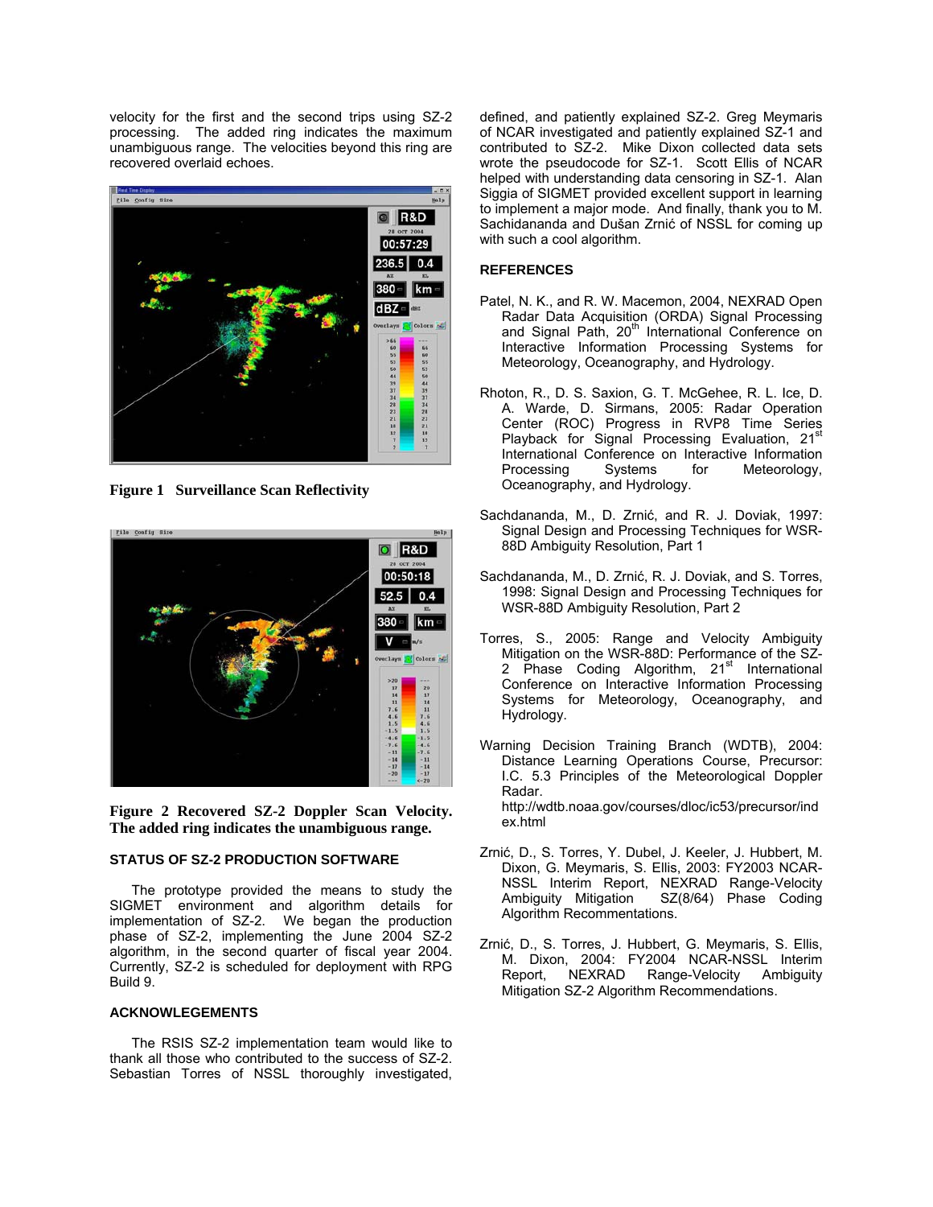velocity for the first and the second trips using SZ-2 processing. The added ring indicates the maximum unambiguous range. The velocities beyond this ring are recovered overlaid echoes.

**Figure 1 Surveillance Scan Reflectivity**

**Figure 2 Recovered SZ-2 Doppler Scan Velocity. The added ring indicates the unambiguous range.**

## STATUS OF SZ-2 PRODUCTION SOFTWARE

The prototype provided the means to study the SIGMET environment and algorithm details for implementation of SZ-2. We began the production phase of SZ-2, implementing the June 2004 SZ-2 algorithm, in the second quarter of fiscal year 2004. Currently, SZ-2 is scheduled for deployment with RPG Build 9.

## ACKNOWLEGEMENTS

The RSIS SZ-2 implementation team would like to thank all those who contributed to the success of SZ-2. Sebastian Torres of NSSL thoroughly investigated, defined, and patiently explained SZ-2. Greg Meymaris of NCAR investigated and patiently explained SZ-1 and contributed to SZ-2. Mike Dixon collected data sets wrote the pseudocode for SZ-1. Scott Ellis of NCAR helped with understanding data censoring in SZ-1. Alan Siggia of SIGMET provided excellent support in learning to implement a major mode. And finally, thank you to M. Sachidananda and Dušan Zrnić of NSSL for coming up with such a cool algorithm.

## REFERENCES

Patel, N. K., and R. W. Macemon, 2004, NEXRAD Open Radar Data Acquisition (ORDA) Signal Processing and Signal Path, 20th International Conference on Interactive Information Processing Systems for Meteorology, Oceanography, and Hydrology.

Rhoton, R., D. S. Saxion, G. T. McGehee, R. L. Ice, D. A. Warde, D. Sirmans, 2005: Radar Operation Center (ROC) Progress in RVP8 Time Series Playback for Signal Processing Evaluation, 21st International Conference on Interactive Information Processing Systems for Meteorology, Oceanography, and Hydrology.

Sachdananda, M., D. Zrnić, and R. J. Doviak, 1997: Signal Design and Processing Techniques for WSR-88D Ambiguity Resolution, Part 1

Sachdananda, M., D. Zrnić, R. J. Doviak, and S. Torres, 1998: Signal Design and Processing Techniques for WSR-88D Ambiguity Resolution, Part 2

Torres, S., 2005: Range and Velocity Ambiguity Mitigation on the WSR-88D: Performance of the SZ-2 Phase Coding Algorithm, 21st International Conference on Interactive Information Processing Systems for Meteorology, Oceanography, and Hydrology.

Warning Decision Training Branch (WDTB), 2004: Distance Learning Operations Course, Precursor: I.C. 5.3 Principles of the Meteorological Doppler Radar. http://wdtb.noaa.gov/courses/dloc/ic53/precursor/index.html

Zrnić, D., S. Torres, Y. Dubel, J. Keeler, J. Hubbert, M. Dixon, G. Meymaris, S. Ellis, 2003: FY2003 NCAR-NSSL Interim Report, NEXRAD Range-Velocity Ambiguity Mitigation SZ(8/64) Phase Coding Algorithm Recommendations.

Zrnić, D., S. Torres, J. Hubbert, G. Meymaris, S. Ellis, M. Dixon, 2004: FY2004 NCAR-NSSL Interim Report, NEXRAD Range-Velocity Ambiguity Mitigation SZ-2 Algorithm Recommendations.